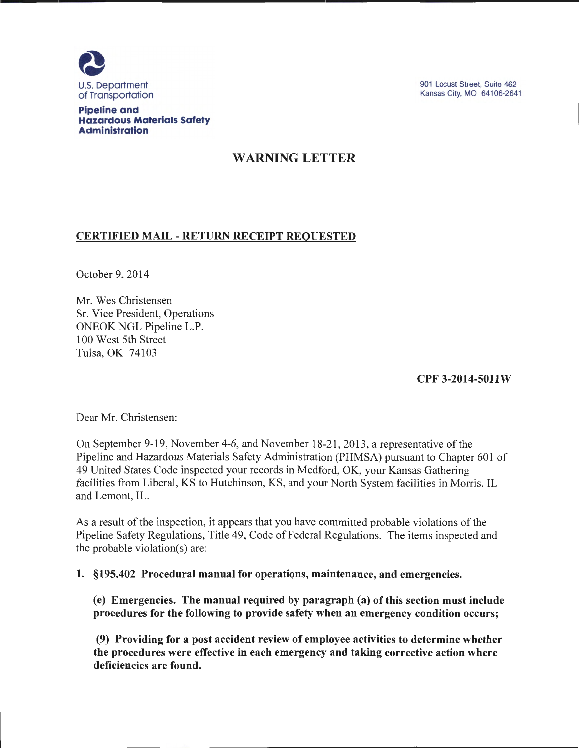U.S. Department of Transportation

**Pipeline and Hazardous Materials Safety Administration**

901 Locust Street, Suite 462
Kansas City, MO 64106-2641

# WARNING LETTER

**CERTIFIED MAIL - RETURN RECEIPT REQUESTED**

October 9, 2014

Mr. Wes Christensen
Sr. Vice President, Operations
ONEOK NGL Pipeline L.P.
100 West 5th Street
Tulsa, OK 74103

**CPF 3-2014-5011W**

Dear Mr. Christensen:

On September 9-19, November 4-6, and November 18-21, 2013, a representative of the Pipeline and Hazardous Materials Safety Administration (PHMSA) pursuant to Chapter 601 of 49 United States Code inspected your records in Medford, OK, your Kansas Gathering facilities from Liberal, KS to Hutchinson, KS, and your North System facilities in Morris, IL and Lemont, IL.

As a result of the inspection, it appears that you have committed probable violations of the Pipeline Safety Regulations, Title 49, Code of Federal Regulations. The items inspected and the probable violation(s) are:

**1. §195.402 Procedural manual for operations, maintenance, and emergencies.**

**(e) Emergencies. The manual required by paragraph (a) of this section must include procedures for the following to provide safety when an emergency condition occurs;**

**(9) Providing for a post accident review of employee activities to determine whether the procedures were effective in each emergency and taking corrective action where deficiencies are found.**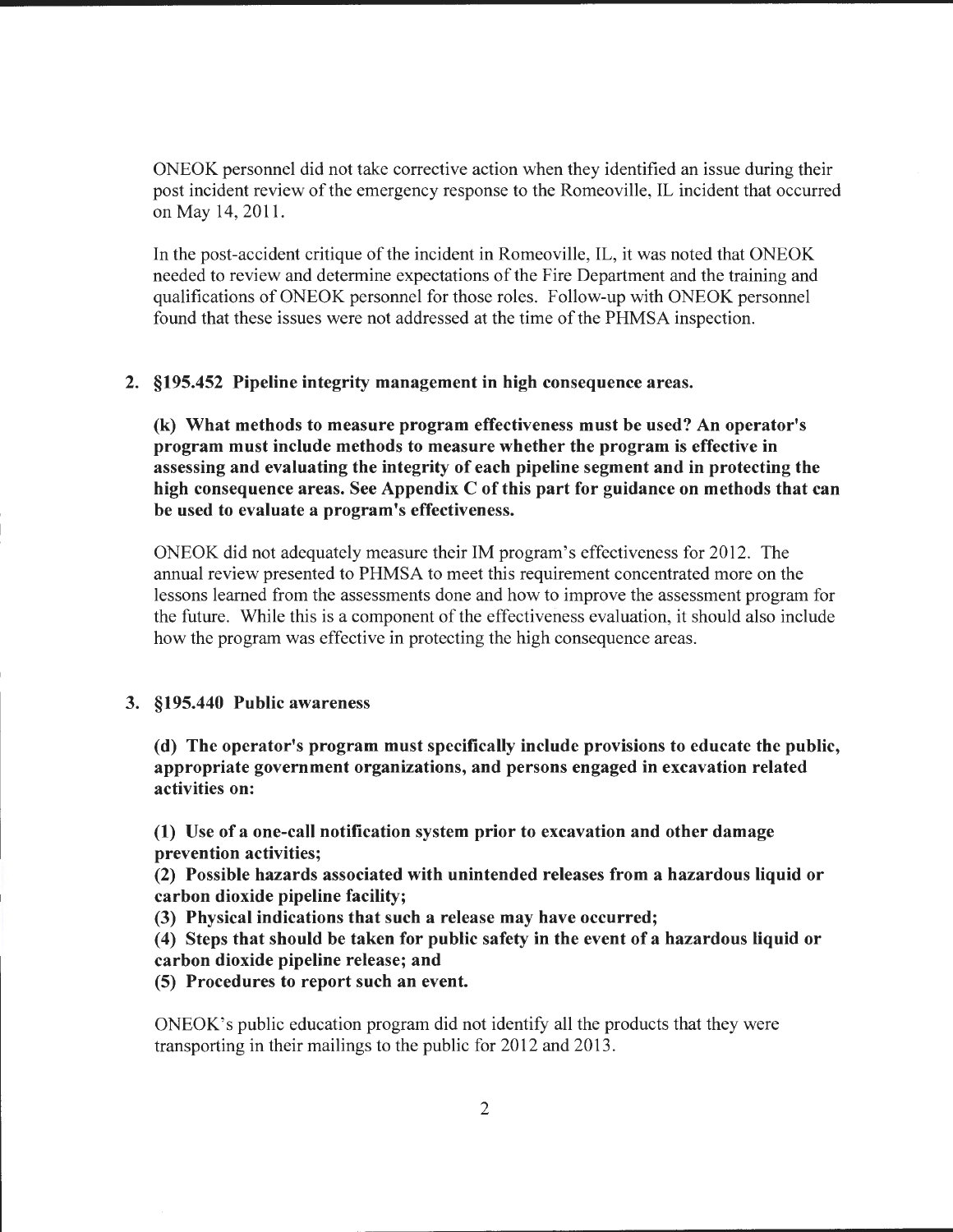ONEOK personnel did not take corrective action when they identified an issue during their post incident review of the emergency response to the Romeoville, IL incident that occurred on May 14, 2011.

In the post-accident critique of the incident in Romeoville, IL, it was noted that ONEOK needed to review and determine expectations of the Fire Department and the training and qualifications of ONEOK personnel for those roles. Follow-up with ONEOK personnel found that these issues were not addressed at the time of the PHMSA inspection.

2. **§195.452 Pipeline integrity management in high consequence areas.**

   **(k) What methods to measure program effectiveness must be used? An operator's program must include methods to measure whether the program is effective in assessing and evaluating the integrity of each pipeline segment and in protecting the high consequence areas. See Appendix C of this part for guidance on methods that can be used to evaluate a program's effectiveness.**

   ONEOK did not adequately measure their IM program's effectiveness for 2012. The annual review presented to PHMSA to meet this requirement concentrated more on the lessons learned from the assessments done and how to improve the assessment program for the future. While this is a component of the effectiveness evaluation, it should also include how the program was effective in protecting the high consequence areas.

3. **§195.440 Public awareness**

   **(d) The operator's program must specifically include provisions to educate the public, appropriate government organizations, and persons engaged in excavation related activities on:**

   **(1) Use of a one-call notification system prior to excavation and other damage prevention activities;**
   **(2) Possible hazards associated with unintended releases from a hazardous liquid or carbon dioxide pipeline facility;**
   **(3) Physical indications that such a release may have occurred;**
   **(4) Steps that should be taken for public safety in the event of a hazardous liquid or carbon dioxide pipeline release; and**
   **(5) Procedures to report such an event.**

   ONEOK's public education program did not identify all the products that they were transporting in their mailings to the public for 2012 and 2013.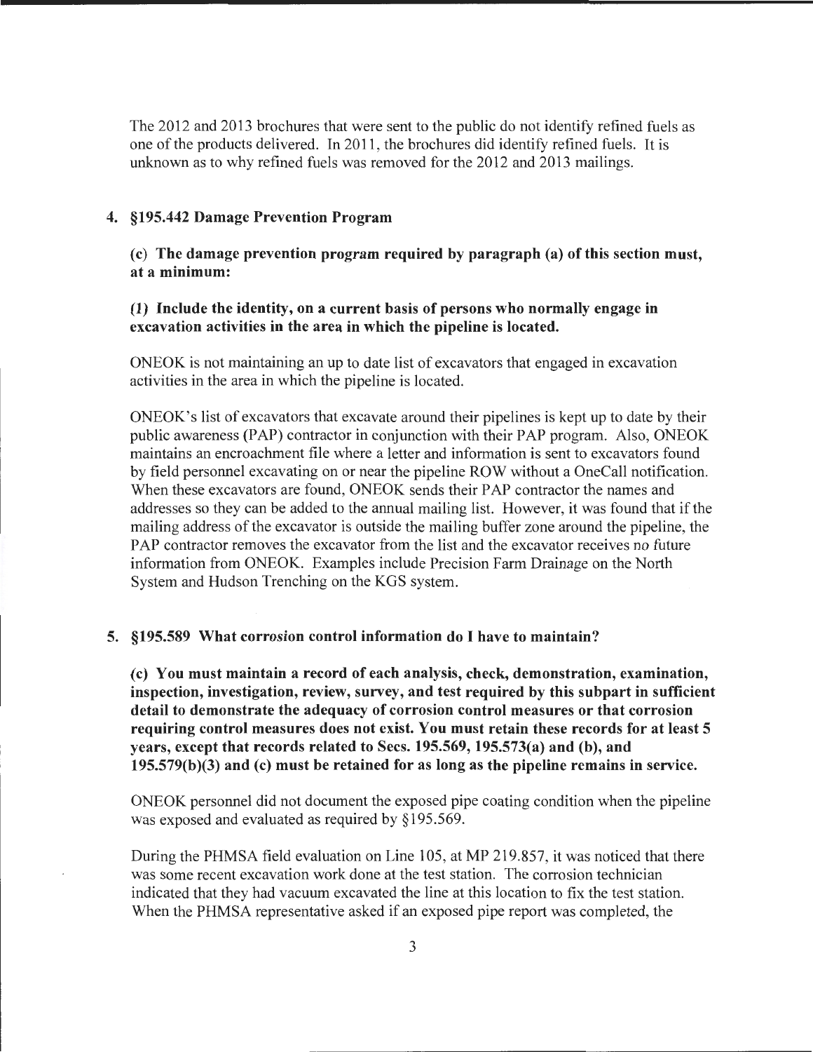The 2012 and 2013 brochures that were sent to the public do not identify refined fuels as one of the products delivered. In 2011, the brochures did identify refined fuels. It is unknown as to why refined fuels was removed for the 2012 and 2013 mailings.

4. **§195.442 Damage Prevention Program**

   **(c) The damage prevention program required by paragraph (a) of this section must, at a minimum:**

   **(1) Include the identity, on a current basis of persons who normally engage in excavation activities in the area in which the pipeline is located.**

   ONEOK is not maintaining an up to date list of excavators that engaged in excavation activities in the area in which the pipeline is located.

   ONEOK's list of excavators that excavate around their pipelines is kept up to date by their public awareness (PAP) contractor in conjunction with their PAP program. Also, ONEOK maintains an encroachment file where a letter and information is sent to excavators found by field personnel excavating on or near the pipeline ROW without a OneCall notification. When these excavators are found, ONEOK sends their PAP contractor the names and addresses so they can be added to the annual mailing list. However, it was found that if the mailing address of the excavator is outside the mailing buffer zone around the pipeline, the PAP contractor removes the excavator from the list and the excavator receives no future information from ONEOK. Examples include Precision Farm Drainage on the North System and Hudson Trenching on the KGS system.

5. **§195.589 What corrosion control information do I have to maintain?**

   **(c) You must maintain a record of each analysis, check, demonstration, examination, inspection, investigation, review, survey, and test required by this subpart in sufficient detail to demonstrate the adequacy of corrosion control measures or that corrosion requiring control measures does not exist. You must retain these records for at least 5 years, except that records related to Secs. 195.569, 195.573(a) and (b), and 195.579(b)(3) and (c) must be retained for as long as the pipeline remains in service.**

   ONEOK personnel did not document the exposed pipe coating condition when the pipeline was exposed and evaluated as required by §195.569.

   During the PHMSA field evaluation on Line 105, at MP 219.857, it was noticed that there was some recent excavation work done at the test station. The corrosion technician indicated that they had vacuum excavated the line at this location to fix the test station. When the PHMSA representative asked if an exposed pipe report was completed, the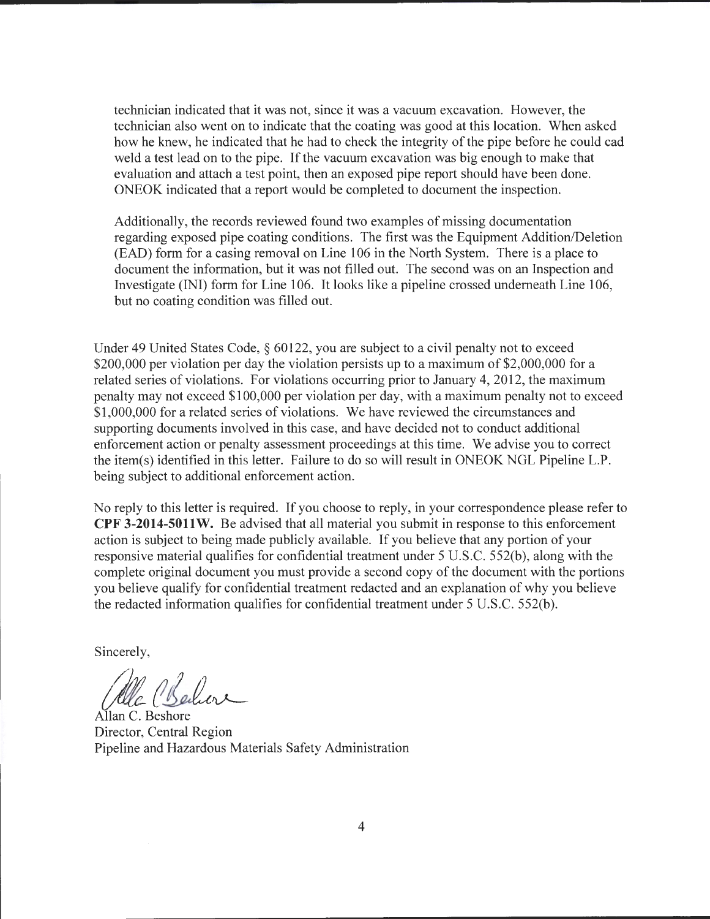technician indicated that it was not, since it was a vacuum excavation. However, the technician also went on to indicate that the coating was good at this location. When asked how he knew, he indicated that he had to check the integrity of the pipe before he could cad weld a test lead on to the pipe. If the vacuum excavation was big enough to make that evaluation and attach a test point, then an exposed pipe report should have been done. ONEOK indicated that a report would be completed to document the inspection.

Additionally, the records reviewed found two examples of missing documentation regarding exposed pipe coating conditions. The first was the Equipment Addition/Deletion (EAD) form for a casing removal on Line 106 in the North System. There is a place to document the information, but it was not filled out. The second was on an Inspection and Investigate (INI) form for Line 106. It looks like a pipeline crossed underneath Line 106, but no coating condition was filled out.

Under 49 United States Code, § 60122, you are subject to a civil penalty not to exceed $200,000 per violation per day the violation persists up to a maximum of $2,000,000 for a related series of violations. For violations occurring prior to January 4, 2012, the maximum penalty may not exceed $100,000 per violation per day, with a maximum penalty not to exceed $1,000,000 for a related series of violations. We have reviewed the circumstances and supporting documents involved in this case, and have decided not to conduct additional enforcement action or penalty assessment proceedings at this time. We advise you to correct the item(s) identified in this letter. Failure to do so will result in ONEOK NGL Pipeline L.P. being subject to additional enforcement action.

No reply to this letter is required. If you choose to reply, in your correspondence please refer to **CPF 3-2014-5011W.** Be advised that all material you submit in response to this enforcement action is subject to being made publicly available. If you believe that any portion of your responsive material qualifies for confidential treatment under 5 U.S.C. 552(b), along with the complete original document you must provide a second copy of the document with the portions you believe qualify for confidential treatment redacted and an explanation of why you believe the redacted information qualifies for confidential treatment under 5 U.S.C. 552(b).

Sincerely,

Allan C. Beshore
Director, Central Region
Pipeline and Hazardous Materials Safety Administration